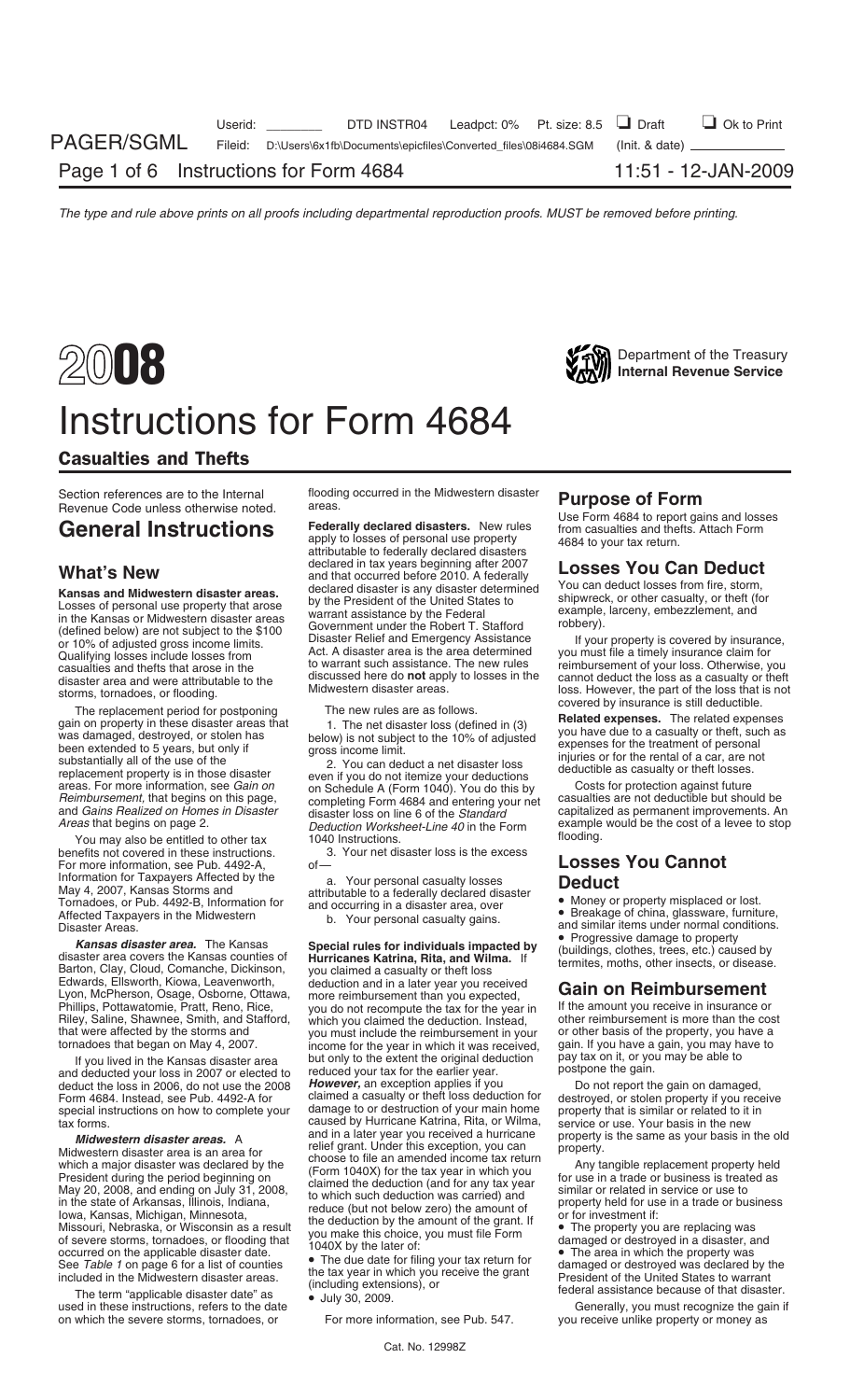# 2008 Instructions for Form 4684

Department of the Treasury
Internal Revenue Service

## Casualties and Thefts

Section references are to the Internal Revenue Code unless otherwise noted.

# General Instructions

## What's New

**Kansas and Midwestern disaster areas.** Losses of personal use property that arose in the Kansas or Midwestern disaster areas (defined below) are not subject to the $100 or 10% of adjusted gross income limits. Qualifying losses include losses from casualties and thefts that arose in the disaster area and were attributable to the storms, tornadoes, or flooding.

The replacement period for postponing gain on property in these disaster areas that was damaged, destroyed, or stolen has been extended to 5 years, but only if substantially all of the use of the replacement property is in those disaster areas. For more information, see *Gain on Reimbursement*, that begins on this page, and *Gains Realized on Homes in Disaster Areas* that begins on page 2.

You may also be entitled to other tax benefits not covered in these instructions. For more information, see Pub. 4492-A, Information for Taxpayers Affected by the May 4, 2007, Kansas Storms and Tornadoes, or Pub. 4492-B, Information for Affected Taxpayers in the Midwestern Disaster Areas.

***Kansas disaster area.*** The Kansas disaster area covers the Kansas counties of Barton, Clay, Cloud, Comanche, Dickinson, Edwards, Ellsworth, Kiowa, Leavenworth, Lyon, McPherson, Osage, Osborne, Ottawa, Phillips, Pottawatomie, Pratt, Reno, Rice, Riley, Saline, Shawnee, Smith, and Stafford, that were affected by the storms and tornadoes that began on May 4, 2007.

If you lived in the Kansas disaster area and deducted your loss in 2007 or elected to deduct the loss in 2006, do not use the 2008 Form 4684. Instead, see Pub. 4492-A for special instructions on how to complete your tax forms.

***Midwestern disaster areas.*** A Midwestern disaster area is an area for which a major disaster was declared by the President during the period beginning on May 20, 2008, and ending on July 31, 2008, in the state of Arkansas, Illinois, Indiana, Iowa, Kansas, Michigan, Minnesota, Missouri, Nebraska, or Wisconsin as a result of severe storms, tornadoes, or flooding that occurred on the applicable disaster date. See *Table 1* on page 6 for a list of counties included in the Midwestern disaster areas.

The term "applicable disaster date" as used in these instructions, refers to the date on which the severe storms, tornadoes, or flooding occurred in the Midwestern disaster areas.

**Federally declared disasters.** New rules apply to losses of personal use property attributable to federally declared disasters declared in tax years beginning after 2007 and that occurred before 2010. A federally declared disaster is any disaster determined by the President of the United States to warrant assistance by the Federal Government under the Robert T. Stafford Disaster Relief and Emergency Assistance Act. A disaster area is the area determined to warrant such assistance. The new rules discussed here do **not** apply to losses in the Midwestern disaster areas.

The new rules are as follows.

1. The net disaster loss (defined in (3) below) is not subject to the 10% of adjusted gross income limit.

2. You can deduct a net disaster loss even if you do not itemize your deductions on Schedule A (Form 1040). You do this by completing Form 4684 and entering your net disaster loss on line 6 of the *Standard Deduction Worksheet-Line 40* in the Form 1040 Instructions.

3. Your net disaster loss is the excess of—

a. Your personal casualty losses attributable to a federally declared disaster and occurring in a disaster area, over

b. Your personal casualty gains.

**Special rules for individuals impacted by Hurricanes Katrina, Rita, and Wilma.** If you claimed a casualty or theft loss deduction and in a later year you received more reimbursement than you expected, you do not recompute the tax for the year in which you claimed the deduction. Instead, you must include the reimbursement in your income for the year in which it was received, but only to the extent the original deduction reduced your tax for the earlier year.

***However,*** an exception applies if you claimed a casualty or theft loss deduction for damage to or destruction of your main home caused by Hurricane Katrina, Rita, or Wilma, and in a later year you received a hurricane relief grant. Under this exception, you can choose to file an amended income tax return (Form 1040X) for the tax year in which you claimed the deduction (and for any tax year to which such deduction was carried) and reduce (but not below zero) the amount of the deduction by the amount of the grant. If you make this choice, you must file Form 1040X by the later of:

- The due date for filing your tax return for the tax year in which you receive the grant (including extensions), or
- July 30, 2009.

For more information, see Pub. 547.

## Purpose of Form

Use Form 4684 to report gains and losses from casualties and thefts. Attach Form 4684 to your tax return.

## Losses You Can Deduct

You can deduct losses from fire, storm, shipwreck, or other casualty, or theft (for example, larceny, embezzlement, and robbery).

If your property is covered by insurance, you must file a timely insurance claim for reimbursement of your loss. Otherwise, you cannot deduct the loss as a casualty or theft loss. However, the part of the loss that is not covered by insurance is still deductible.

**Related expenses.** The related expenses you have due to a casualty or theft, such as expenses for the treatment of personal injuries or for the rental of a car, are not deductible as casualty or theft losses.

Costs for protection against future casualties are not deductible but should be capitalized as permanent improvements. An example would be the cost of a levee to stop flooding.

## Losses You Cannot Deduct

- Money or property misplaced or lost.
- Breakage of china, glassware, furniture, and similar items under normal conditions.
- Progressive damage to property (buildings, clothes, trees, etc.) caused by termites, moths, other insects, or disease.

## Gain on Reimbursement

If the amount you receive in insurance or other reimbursement is more than the cost or other basis of the property, you have a gain. If you have a gain, you may have to pay tax on it, or you may be able to postpone the gain.

Do not report the gain on damaged, destroyed, or stolen property if you receive property that is similar or related to it in service or use. Your basis in the new property is the same as your basis in the old property.

Any tangible replacement property held for use in a trade or business is treated as similar or related in service or use to property held for use in a trade or business or for investment if:

- The property you are replacing was damaged or destroyed in a disaster, and
- The area in which the property was damaged or destroyed was declared by the President of the United States to warrant federal assistance because of that disaster.

Generally, you must recognize the gain if you receive unlike property or money as

Cat. No. 12998Z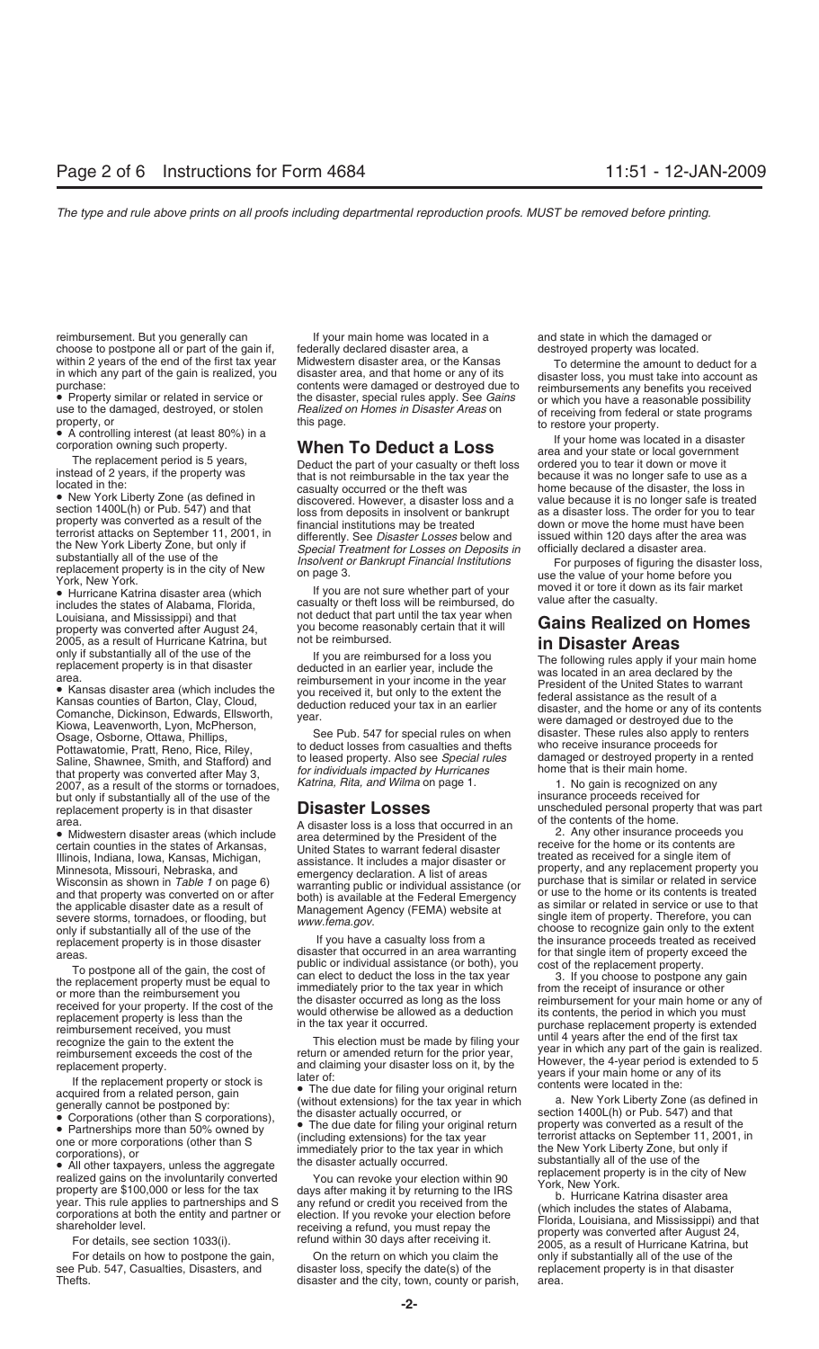reimbursement. But you generally can choose to postpone all or part of the gain if, within 2 years of the end of the first tax year in which any part of the gain is realized, you purchase:

- Property similar or related in service or use to the damaged, destroyed, or stolen property, or
- A controlling interest (at least 80%) in a corporation owning such property.

The replacement period is 5 years, instead of 2 years, if the property was located in the:

- New York Liberty Zone (as defined in section 1400L(h) or Pub. 547) and that property was converted as a result of the terrorist attacks on September 11, 2001, in the New York Liberty Zone, but only if substantially all of the use of the replacement property is in the city of New York, New York.
- Hurricane Katrina disaster area (which includes the states of Alabama, Florida, Louisiana, and Mississippi) and that property was converted after August 24, 2005, as a result of Hurricane Katrina, but only if substantially all of the use of the replacement property is in that disaster area.
- Kansas disaster area (which includes the Kansas counties of Barton, Clay, Cloud, Comanche, Dickinson, Edwards, Ellsworth, Kiowa, Leavenworth, Lyon, McPherson, Osage, Osborne, Ottawa, Phillips, Pottawatomie, Pratt, Reno, Rice, Riley, Saline, Shawnee, Smith, and Stafford) and that property was converted after May 3, 2007, as a result of the storms or tornadoes, but only if substantially all of the use of the replacement property is in that disaster area.
- Midwestern disaster areas (which include certain counties in the states of Arkansas, Illinois, Indiana, Iowa, Kansas, Michigan, Minnesota, Missouri, Nebraska, and Wisconsin as shown in *Table 1* on page 6) and that property was converted on or after the applicable disaster date as a result of severe storms, tornadoes, or flooding, but only if substantially all of the use of the replacement property is in those disaster areas.

To postpone all of the gain, the cost of the replacement property must be equal to or more than the reimbursement you received for your property. If the cost of the replacement property is less than the reimbursement received, you must recognize the gain to the extent the reimbursement exceeds the cost of the replacement property.

If the replacement property or stock is acquired from a related person, gain generally cannot be postponed by:

- Corporations (other than S corporations),
- Partnerships more than 50% owned by one or more corporations (other than S corporations), or
- All other taxpayers, unless the aggregate realized gains on the involuntarily converted property are $100,000 or less for the tax year. This rule applies to partnerships and S corporations at both the entity and partner or shareholder level.

For details, see section 1033(i).

For details on how to postpone the gain, see Pub. 547, Casualties, Disasters, and Thefts.

If your main home was located in a federally declared disaster area, a Midwestern disaster area, or the Kansas disaster area, and that home or any of its contents were damaged or destroyed due to the disaster, special rules apply. See *Gains Realized on Homes in Disaster Areas* on this page.

## When To Deduct a Loss

Deduct the part of your casualty or theft loss that is not reimbursable in the tax year the casualty occurred or the theft was discovered. However, a disaster loss and a loss from deposits in insolvent or bankrupt financial institutions may be treated differently. See *Disaster Losses* below and *Special Treatment for Losses on Deposits in Insolvent or Bankrupt Financial Institutions* on page 3.

If you are not sure whether part of your casualty or theft loss will be reimbursed, do not deduct that part until the tax year when you become reasonably certain that it will not be reimbursed.

If you are reimbursed for a loss you deducted in an earlier year, include the reimbursement in your income in the year you received it, but only to the extent the deduction reduced your tax in an earlier year.

See Pub. 547 for special rules on when to deduct losses from casualties and thefts to leased property. Also see *Special rules for individuals impacted by Hurricanes Katrina, Rita, and Wilma* on page 1.

## Disaster Losses

A disaster loss is a loss that occurred in an area determined by the President of the United States to warrant federal disaster assistance. It includes a major disaster or emergency declaration. A list of areas warranting public or individual assistance (or both) is available at the Federal Emergency Management Agency (FEMA) website at *www.fema.gov*.

If you have a casualty loss from a disaster that occurred in an area warranting public or individual assistance (or both), you can elect to deduct the loss in the tax year immediately prior to the tax year in which the disaster occurred as long as the loss would otherwise be allowed as a deduction in the tax year it occurred.

This election must be made by filing your return or amended return for the prior year, and claiming your disaster loss on it, by the later of:

- The due date for filing your original return (without extensions) for the tax year in which the disaster actually occurred, or
- The due date for filing your original return (including extensions) for the tax year immediately prior to the tax year in which the disaster actually occurred.

You can revoke your election within 90 days after making it by returning to the IRS any refund or credit you received from the election. If you revoke your election before receiving a refund, you must repay the refund within 30 days after receiving it.

On the return on which you claim the disaster loss, specify the date(s) of the disaster and the city, town, county or parish, and state in which the damaged or destroyed property was located.

To determine the amount to deduct for a disaster loss, you must take into account as reimbursements any benefits you received or which you have a reasonable possibility of receiving from federal or state programs to restore your property.

If your home was located in a disaster area and your state or local government ordered you to tear it down or move it because it was no longer safe to use as a home because of the disaster, the loss in value because it is no longer safe is treated as a disaster loss. The order for you to tear down or move the home must have been issued within 120 days after the area was officially declared a disaster area.

For purposes of figuring the disaster loss, use the value of your home before you moved it or tore it down as its fair market value after the casualty.

## Gains Realized on Homes in Disaster Areas

The following rules apply if your main home was located in an area declared by the President of the United States to warrant federal assistance as the result of a disaster, and the home or any of its contents were damaged or destroyed due to the disaster. These rules also apply to renters who receive insurance proceeds for damaged or destroyed property in a rented home that is their main home.

1. No gain is recognized on any insurance proceeds received for unscheduled personal property that was part of the contents of the home.

2. Any other insurance proceeds you receive for the home or its contents are treated as received for a single item of property, and any replacement property you purchase that is similar or related in service or use to the home or its contents is treated as similar or related in service or use to that single item of property. Therefore, you can choose to recognize gain only to the extent the insurance proceeds treated as received for that single item of property exceed the cost of the replacement property.

3. If you choose to postpone any gain from the receipt of insurance or other reimbursement for your main home or any of its contents, the period in which you must purchase replacement property is extended until 4 years after the end of the first tax year in which any part of the gain is realized. However, the 4-year period is extended to 5 years if your main home or any of its contents were located in the:

a. New York Liberty Zone (as defined in section 1400L(h) or Pub. 547) and that property was converted as a result of the terrorist attacks on September 11, 2001, in the New York Liberty Zone, but only if substantially all of the use of the replacement property is in the city of New York, New York.

b. Hurricane Katrina disaster area (which includes the states of Alabama, Florida, Louisiana, and Mississippi) and that property was converted after August 24, 2005, as a result of Hurricane Katrina, but only if substantially all of the use of the replacement property is in that disaster area.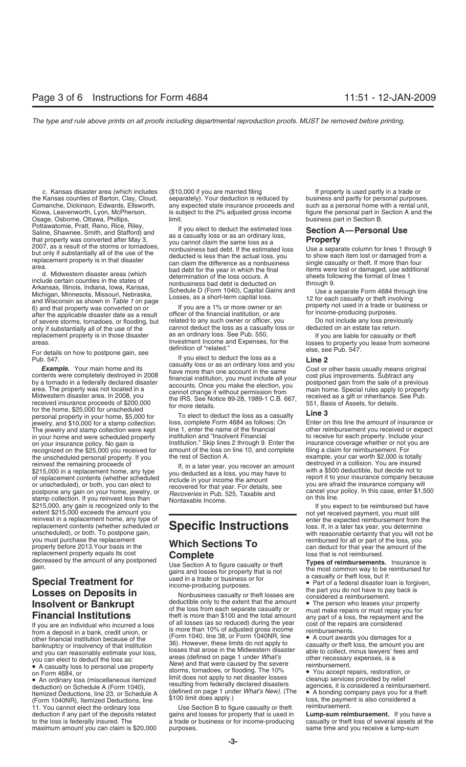c. Kansas disaster area (which includes the Kansas counties of Barton, Clay, Cloud, Comanche, Dickinson, Edwards, Ellsworth, Kiowa, Leavenworth, Lyon, McPherson, Osage, Osborne, Ottawa, Phillips, Pottawatomie, Pratt, Reno, Rice, Riley, Saline, Shawnee, Smith, and Stafford) and that property was converted after May 3, 2007, as a result of the storms or tornadoes, but only if substantially all of the use of the replacement property is in that disaster area.

d. Midwestern disaster areas (which include certain counties in the states of Arkansas, Illinois, Indiana, Iowa, Kansas, Michigan, Minnesota, Missouri, Nebraska, and Wisconsin as shown in *Table 1* on page 6) and that property was converted on or after the applicable disaster date as a result of severe storms, tornadoes, or flooding, but only if substantially all of the use of the replacement property is in those disaster areas.

For details on how to postpone gain, see Pub. 547.

***Example.*** Your main home and its contents were completely destroyed in 2008 by a tornado in a federally declared disaster area. The property was not located in a Midwestern disaster area. In 2008, you received insurance proceeds of $200,000 for the home, $25,000 for unscheduled personal property in your home, $5,000 for jewelry, and $10,000 for a stamp collection. The jewelry and stamp collection were kept in your home and were scheduled property on your insurance policy. No gain is recognized on the $25,000 you received for the unscheduled personal property. If you reinvest the remaining proceeds of $215,000 in a replacement home, any type of replacement contents (whether scheduled or unscheduled), or both, you can elect to postpone any gain on your home, jewelry, or stamp collection. If you reinvest less than $215,000, any gain is recognized only to the extent $215,000 exceeds the amount you reinvest in a replacement home, any type of replacement contents (whether scheduled or unscheduled), or both. To postpone gain, you must purchase the replacement property before 2013. Your basis in the replacement property equals its cost decreased by the amount of any postponed gain.

## Special Treatment for Losses on Deposits in Insolvent or Bankrupt Financial Institutions

If you are an individual who incurred a loss from a deposit in a bank, credit union, or other financial institution because of the bankruptcy or insolvency of that institution and you can reasonably estimate your loss, you can elect to deduct the loss as:

- A casualty loss to personal use property on Form 4684, or
- An ordinary loss (miscellaneous itemized deduction) on Schedule A (Form 1040), Itemized Deductions, line 23, or Schedule A (Form 1040NR), Itemized Deductions, line 11. You cannot elect the ordinary loss deduction if any part of the deposits related to the loss is federally insured. The maximum amount you can claim is $20,000 ($10,000 if you are married filing separately). Your deduction is reduced by any expected state insurance proceeds and is subject to the 2% adjusted gross income limit.

If you elect to deduct the estimated loss as a casualty loss or as an ordinary loss, you cannot claim the same loss as a nonbusiness bad debt. If the estimated loss deducted is less than the actual loss, you can claim the difference as a nonbusiness bad debt for the year in which the final determination of the loss occurs. A nonbusiness bad debt is deducted on Schedule D (Form 1040), Capital Gains and Losses, as a short-term capital loss.

If you are a 1% or more owner or an officer of the financial institution, or are related to any such owner or officer, you cannot deduct the loss as a casualty loss or as an ordinary loss. See Pub. 550, Investment Income and Expenses, for the definition of "related."

If you elect to deduct the loss as a casualty loss or as an ordinary loss and you have more than one account in the same financial institution, you must include all your accounts. Once you make the election, you cannot change it without permission from the IRS. See Notice 89-28, 1989-1 C.B. 667, for more details.

To elect to deduct the loss as a casualty loss, complete Form 4684 as follows: On line 1, enter the name of the financial institution and "Insolvent Financial Institution." Skip lines 2 through 9. Enter the amount of the loss on line 10, and complete the rest of Section A.

If, in a later year, you recover an amount you deducted as a loss, you may have to include in your income the amount recovered for that year. For details, see *Recoveries* in Pub. 525, Taxable and Nontaxable Income.

# Specific Instructions

## Which Sections To Complete

Use Section A to figure casualty or theft gains and losses for property that is not used in a trade or business or for income-producing purposes.

Nonbusiness casualty or theft losses are deductible only to the extent that the amount of the loss from each separate casualty or theft is more than $100 and the total amount of all losses (as so reduced) during the year is more than 10% of adjusted gross income (Form 1040, line 38, or Form 1040NR, line 36). However, these limits do not apply to losses that arose in the Midwestern disaster areas (defined on page 1 under *What's New*) and that were caused by the severe storms, tornadoes, or flooding. The 10% limit does not apply to net disaster losses resulting from federally declared disasters (defined on page 1 under *What's New*). (The $100 limit does apply.)

Use Section B to figure casualty or theft gains and losses for property that is used in a trade or business or for income-producing purposes.

If property is used partly in a trade or business and partly for personal purposes, such as a personal home with a rental unit, figure the personal part in Section A and the business part in Section B.

## Section A—Personal Use Property

Use a separate column for lines 1 through 9 to show each item lost or damaged from a single casualty or theft. If more than four items were lost or damaged, use additional sheets following the format of lines 1 through 9.

Use a separate Form 4684 through line 12 for each casualty or theft involving property not used in a trade or business or for income-producing purposes.

Do not include any loss previously deducted on an estate tax return.

If you are liable for casualty or theft losses to property you lease from someone else, see Pub. 547.

### Line 2

Cost or other basis usually means original cost plus improvements. Subtract any postponed gain from the sale of a previous main home. Special rules apply to property received as a gift or inheritance. See Pub. 551, Basis of Assets, for details.

### Line 3

Enter on this line the amount of insurance or other reimbursement you received or expect to receive for each property. Include your insurance coverage whether or not you are filing a claim for reimbursement. For example, your car worth $2,000 is totally destroyed in a collision. You are insured with a $500 deductible, but decide not to report it to your insurance company because you are afraid the insurance company will cancel your policy. In this case, enter $1,500 on this line.

If you expect to be reimbursed but have not yet received payment, you must still enter the expected reimbursement from the loss. If, in a later tax year, you determine with reasonable certainty that you will not be reimbursed for all or part of the loss, you can deduct for that year the amount of the loss that is not reimbursed.

**Types of reimbursements.** Insurance is the most common way to be reimbursed for a casualty or theft loss, but if:

- Part of a federal disaster loan is forgiven, the part you do not have to pay back is considered a reimbursement.
- The person who leases your property must make repairs or must repay you for any part of a loss, the repayment and the cost of the repairs are considered reimbursements.
- A court awards you damages for a casualty or theft loss, the amount you are able to collect, minus lawyers' fees and other necessary expenses, is a reimbursement.
- You accept repairs, restoration, or cleanup services provided by relief agencies, it is considered a reimbursement.
- A bonding company pays you for a theft loss, the payment is also considered a reimbursement.

**Lump-sum reimbursement.** If you have a casualty or theft loss of several assets at the same time and you receive a lump-sum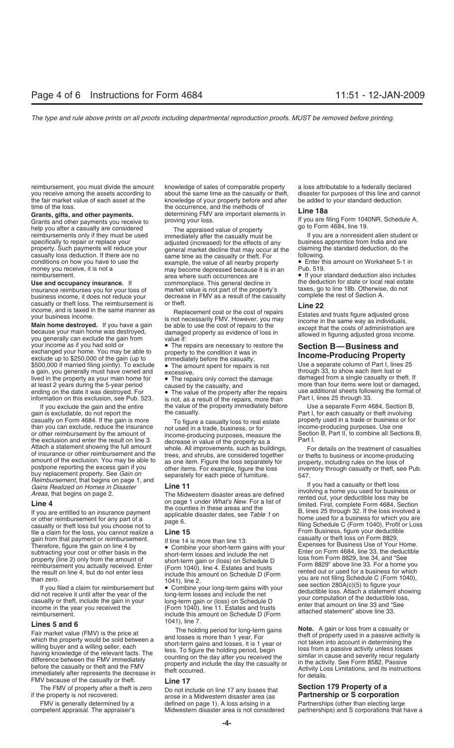reimbursement, you must divide the amount you receive among the assets according to the fair market value of each asset at the time of the loss.

**Grants, gifts, and other payments.** Grants and other payments you receive to help you after a casualty are considered reimbursements only if they must be used specifically to repair or replace your property. Such payments will reduce your casualty loss deduction. If there are no conditions on how you have to use the money you receive, it is not a reimbursement.

**Use and occupancy insurance.** If insurance reimburses you for your loss of business income, it does not reduce your casualty or theft loss. The reimbursement is income, and is taxed in the same manner as your business income.

**Main home destroyed.** If you have a gain because your main home was destroyed, you generally can exclude the gain from your income as if you had sold or exchanged your home. You may be able to exclude up to $250,000 of the gain (up to $500,000 if married filing jointly). To exclude a gain, you generally must have owned and lived in the property as your main home for at least 2 years during the 5-year period ending on the date it was destroyed. For information on this exclusion, see Pub. 523.

If you exclude the gain and the entire gain is excludable, do not report the casualty on Form 4684. If the gain is more than you can exclude, reduce the insurance or other reimbursement by the amount of the exclusion and enter the result on line 3. Attach a statement showing the full amount of insurance or other reimbursement and the amount of the exclusion. You may be able to postpone reporting the excess gain if you buy replacement property. See *Gain on Reimbursement,* that begins on page 1, and *Gains Realized on Homes in Disaster Areas,* that begins on page 2.

## Line 4

If you are entitled to an insurance payment or other reimbursement for any part of a casualty or theft loss but you choose not to file a claim for the loss, you cannot realize a gain from that payment or reimbursement. Therefore, figure the gain on line 4 by subtracting your cost or other basis in the property (line 2) only from the amount of reimbursement you actually received. Enter the result on line 4, but do not enter less than zero.

If you filed a claim for reimbursement but did not receive it until after the year of the casualty or theft, include the gain in your income in the year you received the reimbursement.

## Lines 5 and 6

Fair market value (FMV) is the price at which the property would be sold between a willing buyer and a willing seller, each having knowledge of the relevant facts. The difference between the FMV immediately before the casualty or theft and the FMV immediately after represents the decrease in FMV because of the casualty or theft.

The FMV of property after a theft is zero if the property is not recovered.

FMV is generally determined by a competent appraisal. The appraiser's knowledge of sales of comparable property about the same time as the casualty or theft, knowledge of your property before and after the occurrence, and the methods of determining FMV are important elements in proving your loss.

The appraised value of property immediately after the casualty must be adjusted (increased) for the effects of any general market decline that may occur at the same time as the casualty or theft. For example, the value of all nearby property may become depressed because it is in an area where such occurrences are commonplace. This general decline in market value is not part of the property's decrease in FMV as a result of the casualty or theft.

Replacement cost or the cost of repairs is not necessarily FMV. However, you may be able to use the cost of repairs to the damaged property as evidence of loss in value if:

- The repairs are necessary to restore the property to the condition it was in immediately before the casualty,
- The amount spent for repairs is not excessive,
- The repairs only correct the damage caused by the casualty, and
- The value of the property after the repairs is not, as a result of the repairs, more than the value of the property immediately before the casualty.

To figure a casualty loss to real estate not used in a trade, business, or for income-producing purposes, measure the decrease in value of the property as a whole. All improvements, such as buildings, trees, and shrubs, are considered together as one item. Figure the loss separately for other items. For example, figure the loss separately for each piece of furniture.

## Line 11

The Midwestern disaster areas are defined on page 1 under *What's New*. For a list of the counties in these areas and the applicable disaster dates, see *Table 1* on page 6.

## Line 15

If line 14 is more than line 13:

- Combine your short-term gains with your short-term losses and include the net short-term gain or (loss) on Schedule D (Form 1040), line 4. Estates and trusts include this amount on Schedule D (Form 1041), line 2.
- Combine your long-term gains with your long-term losses and include the net long-term gain or (loss) on Schedule D (Form 1040), line 11. Estates and trusts include this amount on Schedule D (Form 1041), line 7.

The holding period for long-term gains and losses is more than 1 year. For short-term gains and losses, it is 1 year or less. To figure the holding period, begin counting on the day after you received the property and include the day the casualty or theft occurred.

## Line 17

Do not include on line 17 any losses that arose in a Midwestern disaster area (as defined on page 1). A loss arising in a Midwestern disaster area is not considered a loss attributable to a federally declared disaster for purposes of this line and cannot be added to your standard deduction.

## Line 18a

If you are filing Form 1040NR, Schedule A, go to Form 4684, line 19.

If you are a nonresident alien student or business apprentice from India and are claiming the standard deduction, do the following.

- Enter this amount on Worksheet 5-1 in Pub. 519.
- If your standard deduction also includes the deduction for state or local real estate taxes, go to line 18b. Otherwise, do not complete the rest of Section A.

## Line 22

Estates and trusts figure adjusted gross income in the same way as individuals, except that the costs of administration are allowed in figuring adjusted gross income.

# Section B—Business and Income-Producing Property

Use a separate column of Part I, lines 25 through 33, to show each item lost or damaged from a single casualty or theft. If more than four items were lost or damaged, use additional sheets following the format of Part I, lines 25 through 33.

Use a separate Form 4684, Section B, Part I, for each casualty or theft involving property used in a trade or business or for income-producing purposes. Use one Section B, Part II, to combine all Sections B, Part I.

For details on the treatment of casualties or thefts to business or income-producing property, including rules on the loss of inventory through casualty or theft, see Pub. 547.

If you had a casualty or theft loss involving a home you used for business or rented out, your deductible loss may be limited. First, complete Form 4684, Section B, lines 25 through 32. If the loss involved a home used for a business for which you are filing Schedule C (Form 1040), Profit or Loss From Business, figure your deductible casualty or theft loss on Form 8829, Expenses for Business Use of Your Home. Enter on Form 4684, line 33, the deductible loss from Form 8829, line 34, and "See Form 8829" above line 33. For a home you rented out or used for a business for which you are not filing Schedule C (Form 1040), see section 280A(c)(5) to figure your deductible loss. Attach a statement showing your computation of the deductible loss, enter that amount on line 33 and "See attached statement" above line 33.

**Note.** A gain or loss from a casualty or theft of property used in a passive activity is not taken into account in determining the loss from a passive activity unless losses similar in cause and severity recur regularly in the activity. See Form 8582, Passive Activity Loss Limitations, and its instructions for details.

## Section 179 Property of a Partnership or S corporation

Partnerships (other than electing large partnerships) and S corporations that have a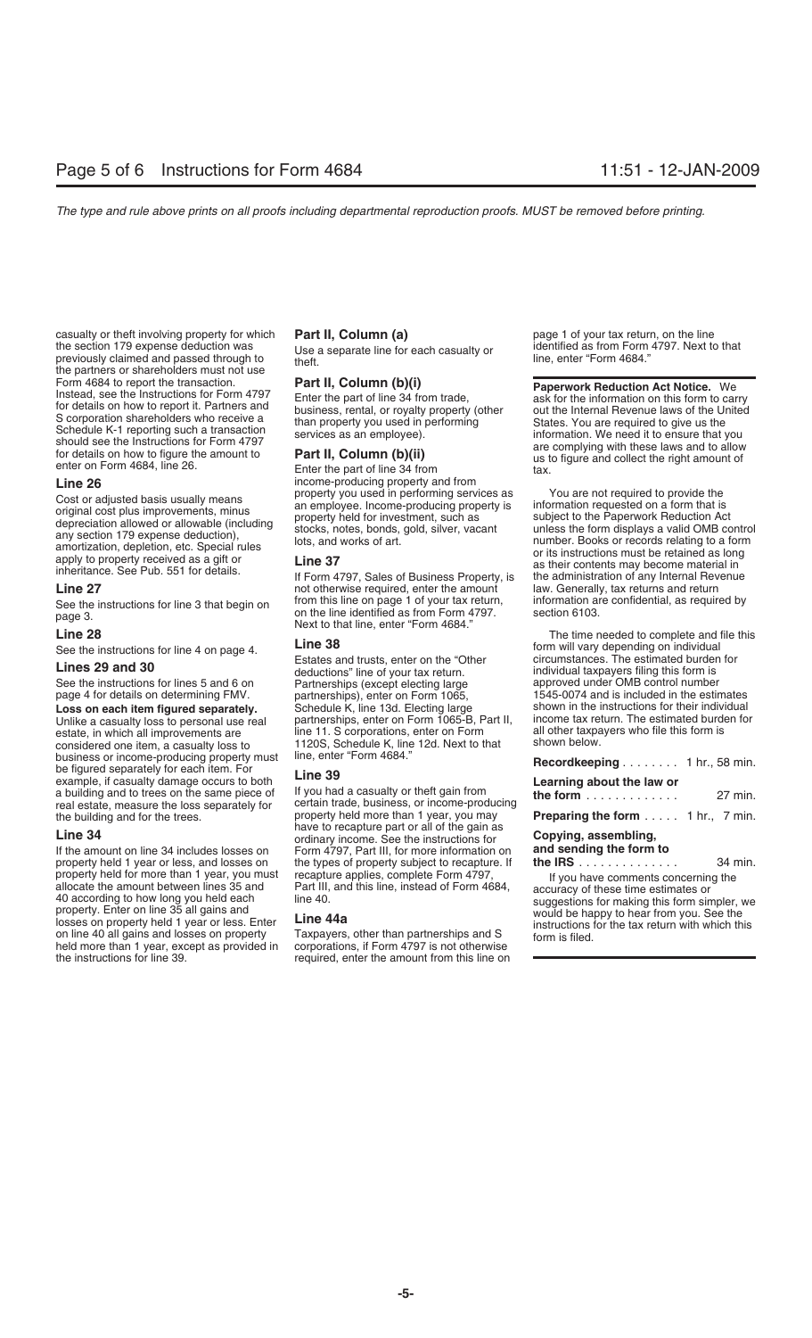casualty or theft involving property for which the section 179 expense deduction was previously claimed and passed through to the partners or shareholders must not use Form 4684 to report the transaction. Instead, see the Instructions for Form 4797 for details on how to report it. Partners and S corporation shareholders who receive a Schedule K-1 reporting such a transaction should see the Instructions for Form 4797 for details on how to figure the amount to enter on Form 4684, line 26.

### Line 26

Cost or adjusted basis usually means original cost plus improvements, minus depreciation allowed or allowable (including any section 179 expense deduction), amortization, depletion, etc. Special rules apply to property received as a gift or inheritance. See Pub. 551 for details.

### Line 27

See the instructions for line 3 that begin on page 3.

### Line 28

See the instructions for line 4 on page 4.

### Lines 29 and 30

See the instructions for lines 5 and 6 on page 4 for details on determining FMV.

**Loss on each item figured separately.** Unlike a casualty loss to personal use real estate, in which all improvements are considered one item, a casualty loss to business or income-producing property must be figured separately for each item. For example, if casualty damage occurs to both a building and to trees on the same piece of real estate, measure the loss separately for the building and for the trees.

### Line 34

If the amount on line 34 includes losses on property held 1 year or less, and losses on property held for more than 1 year, you must allocate the amount between lines 35 and 40 according to how long you held each property. Enter on line 35 all gains and losses on property held 1 year or less. Enter on line 40 all gains and losses on property held more than 1 year, except as provided in the instructions for line 39.

### Part II, Column (a)

Use a separate line for each casualty or theft.

### Part II, Column (b)(i)

Enter the part of line 34 from trade, business, rental, or royalty property (other than property you used in performing services as an employee).

### Part II, Column (b)(ii)

Enter the part of line 34 from income-producing property and from property you used in performing services as an employee. Income-producing property is property held for investment, such as stocks, notes, bonds, gold, silver, vacant lots, and works of art.

### Line 37

If Form 4797, Sales of Business Property, is not otherwise required, enter the amount from this line on page 1 of your tax return, on the line identified as from Form 4797. Next to that line, enter "Form 4684."

### Line 38

Estates and trusts, enter on the "Other deductions" line of your tax return. Partnerships (except electing large partnerships), enter on Form 1065, Schedule K, line 13d. Electing large partnerships, enter on Form 1065-B, Part II, line 11. S corporations, enter on Form 1120S, Schedule K, line 12d. Next to that line, enter "Form 4684."

### Line 39

If you had a casualty or theft gain from certain trade, business, or income-producing property held more than 1 year, you may have to recapture part or all of the gain as ordinary income. See the instructions for Form 4797, Part III, for more information on the types of property subject to recapture. If recapture applies, complete Form 4797, Part III, and this line, instead of Form 4684, line 40.

### Line 44a

Taxpayers, other than partnerships and S corporations, if Form 4797 is not otherwise required, enter the amount from this line on page 1 of your tax return, on the line identified as from Form 4797. Next to that line, enter "Form 4684."

---

**Paperwork Reduction Act Notice.** We ask for the information on this form to carry out the Internal Revenue laws of the United States. You are required to give us the information. We need it to ensure that you are complying with these laws and to allow us to figure and collect the right amount of tax.

You are not required to provide the information requested on a form that is subject to the Paperwork Reduction Act unless the form displays a valid OMB control number. Books or records relating to a form or its instructions must be retained as long as their contents may become material in the administration of any Internal Revenue law. Generally, tax returns and return information are confidential, as required by section 6103.

The time needed to complete and file this form will vary depending on individual circumstances. The estimated burden for individual taxpayers filing this form is approved under OMB control number 1545-0074 and is included in the estimates shown in the instructions for their individual income tax return. The estimated burden for all other taxpayers who file this form is shown below.

| | |
|---|---|
| **Recordkeeping** | 1 hr., 58 min. |
| **Learning about the law or the form** | 27 min. |
| **Preparing the form** | 1 hr., 7 min. |
| **Copying, assembling, and sending the form to the IRS** | 34 min. |

If you have comments concerning the accuracy of these time estimates or suggestions for making this form simpler, we would be happy to hear from you. See the instructions for the tax return with which this form is filed.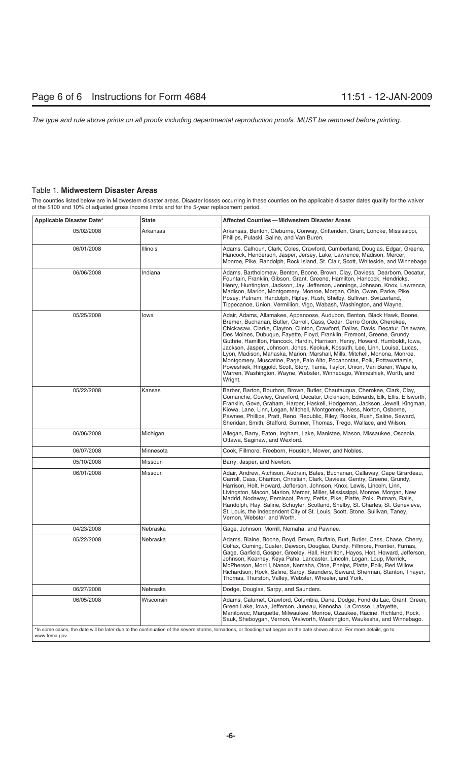*The type and rule above prints on all proofs including departmental reproduction proofs. MUST be removed before printing.*

### Table 1. **Midwestern Disaster Areas**

The counties listed below are in Midwestern disaster areas. Disaster losses occurring in these counties on the applicable disaster dates qualify for the waiver of the $100 and 10% of adjusted gross income limits and for the 5-year replacement period.

| Applicable Disaster Date* | State | Affected Counties — Midwestern Disaster Areas |
|---|---|---|
| 05/02/2008 | Arkansas | Arkansas, Benton, Cleburne, Conway, Crittenden, Grant, Lonoke, Mississippi, Phillips, Pulaski, Saline, and Van Buren. |
| 06/01/2008 | Illinois | Adams, Calhoun, Clark, Coles, Crawford, Cumberland, Douglas, Edgar, Greene, Hancock, Henderson, Jasper, Jersey, Lake, Lawrence, Madison, Mercer, Monroe, Pike, Randolph, Rock Island, St. Clair, Scott, Whiteside, and Winnebago |
| 06/06/2008 | Indiana | Adams, Bartholomew, Benton, Boone, Brown, Clay, Daviess, Dearborn, Decatur, Fountain, Franklin, Gibson, Grant, Greene, Hamilton, Hancock, Hendricks, Henry, Huntington, Jackson, Jay, Jefferson, Jennings, Johnson, Knox, Lawrence, Madison, Marion, Montgomery, Monroe, Morgan, Ohio, Owen, Parke, Pike, Posey, Putnam, Randolph, Ripley, Rush, Shelby, Sullivan, Switzerland, Tippecanoe, Union, Vermillion, Vigo, Wabash, Washington, and Wayne. |
| 05/25/2008 | Iowa | Adair, Adams, Allamakee, Appanoose, Audubon, Benton, Black Hawk, Boone, Bremer, Buchanan, Butler, Carroll, Cass, Cedar, Cerro Gordo, Cherokee, Chickasaw, Clarke, Clayton, Clinton, Crawford, Dallas, Davis, Decatur, Delaware, Des Moines, Dubuque, Fayette, Floyd, Franklin, Fremont, Greene, Grundy, Guthrie, Hamilton, Hancock, Hardin, Harrison, Henry, Howard, Humboldt, Iowa, Jackson, Jasper, Johnson, Jones, Keokuk, Kossuth, Lee, Linn, Louisa, Lucas, Lyon, Madison, Mahaska, Marion, Marshall, Mills, Mitchell, Monona, Monroe, Montgomery, Muscatine, Page, Palo Alto, Pocahontas, Polk, Pottawattamie, Poweshiek, Ringgold, Scott, Story, Tama, Taylor, Union, Van Buren, Wapello, Warren, Washington, Wayne, Webster, Winnebago, Winneshiek, Worth, and Wright. |
| 05/22/2008 | Kansas | Barber, Barton, Bourbon, Brown, Butler, Chautauqua, Cherokee, Clark, Clay, Comanche, Cowley, Crawford, Decatur, Dickinson, Edwards, Elk, Ellis, Ellsworth, Franklin, Gove, Graham, Harper, Haskell, Hodgeman, Jackson, Jewell, Kingman, Kiowa, Lane, Linn, Logan, Mitchell, Montgomery, Ness, Norton, Osborne, Pawnee, Phillips, Pratt, Reno, Republic, Riley, Rooks, Rush, Saline, Seward, Sheridan, Smith, Stafford, Sumner, Thomas, Trego, Wallace, and Wilson. |
| 06/06/2008 | Michigan | Allegan, Barry, Eaton, Ingham, Lake, Manistee, Mason, Missaukee, Osceola, Ottawa, Saginaw, and Wexford. |
| 06/07/2008 | Minnesota | Cook, Fillmore, Freeborn, Houston, Mower, and Nobles. |
| 05/10/2008 | Missouri | Barry, Jasper, and Newton. |
| 06/01/2008 | Missouri | Adair, Andrew, Atchison, Audrain, Bates, Buchanan, Callaway, Cape Girardeau, Carroll, Cass, Chariton, Christian, Clark, Daviess, Gentry, Greene, Grundy, Harrison, Holt, Howard, Jefferson, Johnson, Knox, Lewis, Lincoln, Linn, Livingston, Macon, Marion, Mercer, Miller, Mississippi, Monroe, Morgan, New Madrid, Nodaway, Pemiscot, Perry, Pettis, Pike, Platte, Polk, Putnam, Ralls, Randolph, Ray, Saline, Schuyler, Scotland, Shelby, St. Charles, St. Genevieve, St. Louis, the Independent City of St. Louis, Scott, Stone, Sullivan, Taney, Vernon, Webster, and Worth. |
| 04/23/2008 | Nebraska | Gage, Johnson, Morrill, Nemaha, and Pawnee. |
| 05/22/2008 | Nebraska | Adams, Blaine, Boone, Boyd, Brown, Buffalo, Burt, Butler, Cass, Chase, Cherry, Colfax, Cuming, Custer, Dawson, Douglas, Dundy, Fillmore, Frontier, Furnas, Gage, Garfield, Gosper, Greeley, Hall, Hamilton, Hayes, Holt, Howard, Jefferson, Johnson, Kearney, Keya Paha, Lancaster, Lincoln, Logan, Loup, Merrick, McPherson, Morrill, Nance, Nemaha, Otoe, Phelps, Platte, Polk, Red Willow, Richardson, Rock, Saline, Sarpy, Saunders, Seward, Sherman, Stanton, Thayer, Thomas, Thurston, Valley, Webster, Wheeler, and York. |
| 06/27/2008 | Nebraska | Dodge, Douglas, Sarpy, and Saunders. |
| 06/05/2008 | Wisconsin | Adams, Calumet, Crawford, Columbia, Dane, Dodge, Fond du Lac, Grant, Green, Green Lake, Iowa, Jefferson, Juneau, Kenosha, La Crosse, Lafayette, Manitowoc, Marquette, Milwaukee, Monroe, Ozaukee, Racine, Richland, Rock, Sauk, Sheboygan, Vernon, Walworth, Washington, Waukesha, and Winnebago. |

*In some cases, the date will be later due to the continuation of the severe storms, tornadoes, or flooding that began on the date shown above. For more details, go to www.fema.gov.